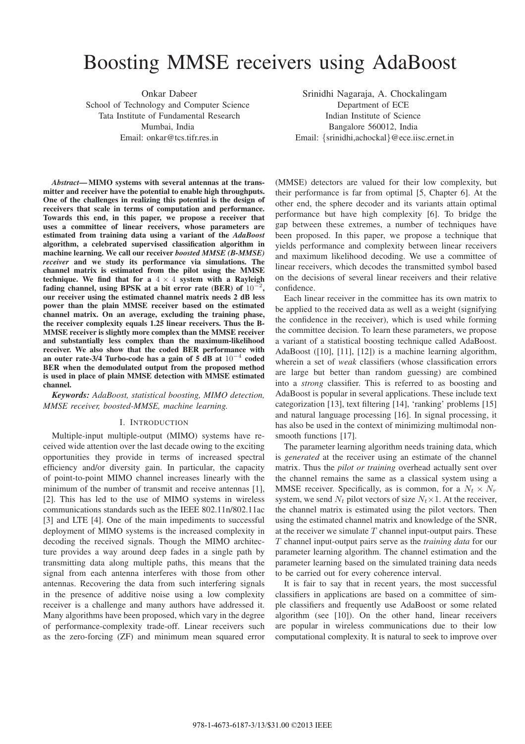# Boosting MMSE receivers using AdaBoost

Onkar Dabeer
School of Technology and Computer Science
Tata Institute of Fundamental Research
Mumbai, India
Email: onkar@tcs.tifr.res.in

Srinidhi Nagaraja, A. Chockalingam
Department of ECE
Indian Institute of Science
Bangalore 560012, India
Email: {srinidhi,achockal}@ece.iisc.ernet.in

***Abstract*— MIMO systems with several antennas at the transmitter and receiver have the potential to enable high throughputs. One of the challenges in realizing this potential is the design of receivers that scale in terms of computation and performance. Towards this end, in this paper, we propose a receiver that uses a committee of linear receivers, whose parameters are estimated from training data using a variant of the *AdaBoost* algorithm, a celebrated supervised classification algorithm in machine learning. We call our receiver *boosted MMSE (B-MMSE) receiver* and we study its performance via simulations. The channel matrix is estimated from the pilot using the MMSE technique. We find that for a $4 \times 4$ system with a Rayleigh fading channel, using BPSK at a bit error rate (BER) of $10^{-2}$, our receiver using the estimated channel matrix needs 2 dB less power than the plain MMSE receiver based on the estimated channel matrix. On an average, excluding the training phase, the receiver complexity equals 1.25 linear receivers. Thus the B-MMSE receiver is slightly more complex than the MMSE receiver and substantially less complex than the maximum-likelihood receiver. We also show that the coded BER performance with an outer rate-3/4 Turbo-code has a gain of 5 dB at $10^{-4}$ coded BER when the demodulated output from the proposed method is used in place of plain MMSE detection with MMSE estimated channel.**

***Keywords:* *AdaBoost, statistical boosting, MIMO detection, MMSE receiver, boosted-MMSE, machine learning.***

## I. Introduction

Multiple-input multiple-output (MIMO) systems have received wide attention over the last decade owing to the exciting opportunities they provide in terms of increased spectral efficiency and/or diversity gain. In particular, the capacity of point-to-point MIMO channel increases linearly with the minimum of the number of transmit and receive antennas [1], [2]. This has led to the use of MIMO systems in wireless communications standards such as the IEEE 802.11n/802.11ac [3] and LTE [4]. One of the main impediments to successful deployment of MIMO systems is the increased complexity in decoding the received signals. Though the MIMO architecture provides a way around deep fades in a single path by transmitting data along multiple paths, this means that the signal from each antenna interferes with those from other antennas. Recovering the data from such interfering signals in the presence of additive noise using a low complexity receiver is a challenge and many authors have addressed it. Many algorithms have been proposed, which vary in the degree of performance-complexity trade-off. Linear receivers such as the zero-forcing (ZF) and minimum mean squared error (MMSE) detectors are valued for their low complexity, but their performance is far from optimal [5, Chapter 6]. At the other end, the sphere decoder and its variants attain optimal performance but have high complexity [6]. To bridge the gap between these extremes, a number of techniques have been proposed. In this paper, we propose a technique that yields performance and complexity between linear receivers and maximum likelihood decoding. We use a committee of linear receivers, which decodes the transmitted symbol based on the decisions of several linear receivers and their relative confidence.

Each linear receiver in the committee has its own matrix to be applied to the received data as well as a weight (signifying the confidence in the receiver), which is used while forming the committee decision. To learn these parameters, we propose a variant of a statistical boosting technique called AdaBoost. AdaBoost ([10], [11], [12]) is a machine learning algorithm, wherein a set of *weak* classifiers (whose classification errors are large but better than random guessing) are combined into a *strong* classifier. This is referred to as boosting and AdaBoost is popular in several applications. These include text categorization [13], text filtering [14], 'ranking' problems [15] and natural language processing [16]. In signal processing, it has also be used in the context of minimizing multimodal nonsmooth functions [17].

The parameter learning algorithm needs training data, which is *generated* at the receiver using an estimate of the channel matrix. Thus the *pilot or training* overhead actually sent over the channel remains the same as a classical system using a MMSE receiver. Specifically, as is common, for a $N_t \times N_r$ system, we send $N_t$ pilot vectors of size $N_t \times 1$. At the receiver, the channel matrix is estimated using the pilot vectors. Then using the estimated channel matrix and knowledge of the SNR, at the receiver we simulate $T$ channel input-output pairs. These $T$ channel input-output pairs serve as the *training data* for our parameter learning algorithm. The channel estimation and the parameter learning based on the simulated training data needs to be carried out for every coherence interval.

It is fair to say that in recent years, the most successful classifiers in applications are based on a committee of simple classifiers and frequently use AdaBoost or some related algorithm (see [10]). On the other hand, linear receivers are popular in wireless communications due to their low computational complexity. It is natural to seek to improve over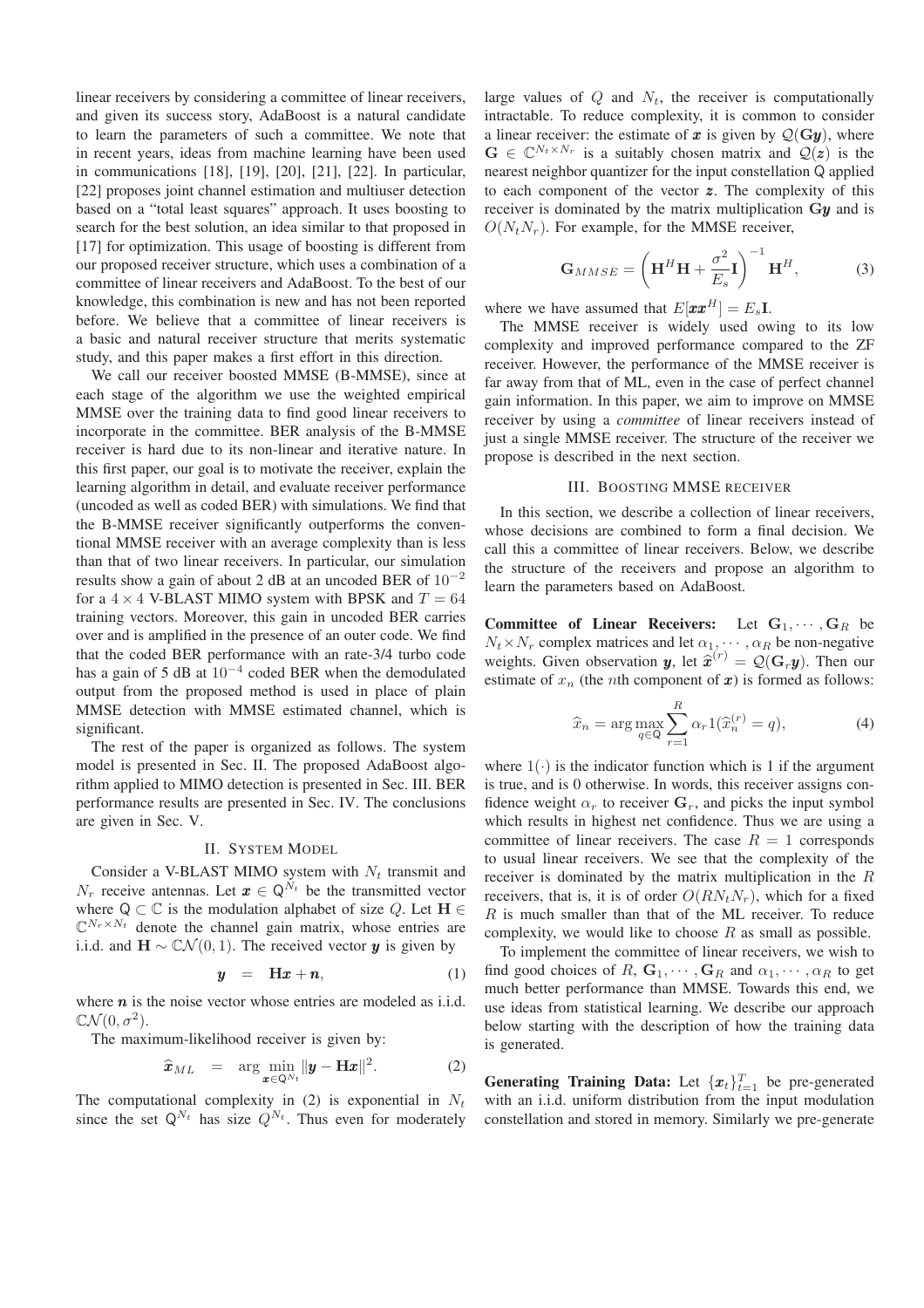linear receivers by considering a committee of linear receivers, and given its success story, AdaBoost is a natural candidate to learn the parameters of such a committee. We note that in recent years, ideas from machine learning have been used in communications [18], [19], [20], [21], [22]. In particular, [22] proposes joint channel estimation and multiuser detection based on a "total least squares" approach. It uses boosting to search for the best solution, an idea similar to that proposed in [17] for optimization. This usage of boosting is different from our proposed receiver structure, which uses a combination of a committee of linear receivers and AdaBoost. To the best of our knowledge, this combination is new and has not been reported before. We believe that a committee of linear receivers is a basic and natural receiver structure that merits systematic study, and this paper makes a first effort in this direction.

We call our receiver boosted MMSE (B-MMSE), since at each stage of the algorithm we use the weighted empirical MMSE over the training data to find good linear receivers to incorporate in the committee. BER analysis of the B-MMSE receiver is hard due to its non-linear and iterative nature. In this first paper, our goal is to motivate the receiver, explain the learning algorithm in detail, and evaluate receiver performance (uncoded as well as coded BER) with simulations. We find that the B-MMSE receiver significantly outperforms the conventional MMSE receiver with an average complexity that is less than that of two linear receivers. In particular, our simulation results show a gain of about 2 dB at an uncoded BER of $10^{-2}$ for a $4 \times 4$ V-BLAST MIMO system with BPSK and $T = 64$ training vectors. Moreover, this gain in uncoded BER carries over and is amplified in the presence of an outer code. We find that the coded BER performance with an rate-3/4 turbo code has a gain of 5 dB at $10^{-4}$ coded BER when the demodulated output from the proposed method is used in place of plain MMSE detection with MMSE estimated channel, which is significant.

The rest of the paper is organized as follows. The system model is presented in Sec. II. The proposed AdaBoost algorithm applied to MIMO detection is presented in Sec. III. BER performance results are presented in Sec. IV. The conclusions are given in Sec. V.

## II. System Model

Consider a V-BLAST MIMO system with $N_t$ transmit and $N_r$ receive antennas. Let $\boldsymbol{x} \in \mathsf{Q}^{N_t}$ be the transmitted vector where $\mathsf{Q} \subset \mathbb{C}$ is the modulation alphabet of size $Q$. Let $\mathbf{H} \in \mathbb{C}^{N_r \times N_t}$ denote the channel gain matrix, whose entries are i.i.d. and $\mathbf{H} \sim \mathbb{C}\mathcal{N}(0,1)$. The received vector $\boldsymbol{y}$ is given by

$$\boldsymbol{y} \quad = \quad \mathbf{H}\boldsymbol{x} + \boldsymbol{n}, \tag{1}$$

where $\boldsymbol{n}$ is the noise vector whose entries are modeled as i.i.d. $\mathbb{C}\mathcal{N}(0, \sigma^2)$.

The maximum-likelihood receiver is given by:

$$\widehat{\boldsymbol{x}}_{ML} \quad = \quad \arg \min_{\boldsymbol{x} \in \mathsf{Q}^{N_t}} \|\boldsymbol{y} - \mathbf{H}\boldsymbol{x}\|^2. \tag{2}$$

The computational complexity in (2) is exponential in $N_t$ since the set $\mathsf{Q}^{N_t}$ has size $Q^{N_t}$. Thus even for moderately large values of $Q$ and $N_t$, the receiver is computationally intractable. To reduce complexity, it is common to consider a linear receiver: the estimate of $\boldsymbol{x}$ is given by $\mathcal{Q}(\mathbf{G}\boldsymbol{y})$, where $\mathbf{G} \in \mathbb{C}^{N_t \times N_r}$ is a suitably chosen matrix and $\mathcal{Q}(\boldsymbol{z})$ is the nearest neighbor quantizer for the input constellation $\mathsf{Q}$ applied to each component of the vector $\boldsymbol{z}$. The complexity of this receiver is dominated by the matrix multiplication $\mathbf{G}\boldsymbol{y}$ and is $O(N_t N_r)$. For example, for the MMSE receiver,

$$\mathbf{G}_{MMSE} = \left(\mathbf{H}^H \mathbf{H} + \frac{\sigma^2}{E_s}\mathbf{I}\right)^{-1} \mathbf{H}^H, \tag{3}$$

where we have assumed that $E[\boldsymbol{x}\boldsymbol{x}^H] = E_s \mathbf{I}$.

The MMSE receiver is widely used owing to its low complexity and improved performance compared to the ZF receiver. However, the performance of the MMSE receiver is far away from that of ML, even in the case of perfect channel gain information. In this paper, we aim to improve on MMSE receiver by using a *committee* of linear receivers instead of just a single MMSE receiver. The structure of the receiver we propose is described in the next section.

## III. Boosting MMSE receiver

In this section, we describe a collection of linear receivers, whose decisions are combined to form a final decision. We call this a committee of linear receivers. Below, we describe the structure of the receivers and propose an algorithm to learn the parameters based on AdaBoost.

**Committee of Linear Receivers:** Let $\mathbf{G}_1, \cdots, \mathbf{G}_R$ be $N_t \times N_r$ complex matrices and let $\alpha_1, \cdots, \alpha_R$ be non-negative weights. Given observation $\boldsymbol{y}$, let $\widehat{\boldsymbol{x}}^{(r)} = \mathcal{Q}(\mathbf{G}_r \boldsymbol{y})$. Then our estimate of $x_n$ (the $n$th component of $\boldsymbol{x}$) is formed as follows:

$$\widehat{x}_n = \arg\max_{q \in \mathsf{Q}} \sum_{r=1}^{R} \alpha_r 1(\widehat{x}_n^{(r)} = q), \tag{4}$$

where $1(\cdot)$ is the indicator function which is 1 if the argument is true, and is 0 otherwise. In words, this receiver assigns confidence weight $\alpha_r$ to receiver $\mathbf{G}_r$, and picks the input symbol which results in highest net confidence. Thus we are using a committee of linear receivers. The case $R = 1$ corresponds to usual linear receivers. We see that the complexity of the receiver is dominated by the matrix multiplication in the $R$ receivers, that is, it is of order $O(RN_tN_r)$, which for a fixed $R$ is much smaller than that of the ML receiver. To reduce complexity, we would like to choose $R$ as small as possible.

To implement the committee of linear receivers, we wish to find good choices of $R$, $\mathbf{G}_1, \cdots, \mathbf{G}_R$ and $\alpha_1, \cdots, \alpha_R$ to get much better performance than MMSE. Towards this end, we use ideas from statistical learning. We describe our approach below starting with the description of how the training data is generated.

**Generating Training Data:** Let $\{\boldsymbol{x}_t\}_{t=1}^{T}$ be pre-generated with an i.i.d. uniform distribution from the input modulation constellation and stored in memory. Similarly we pre-generate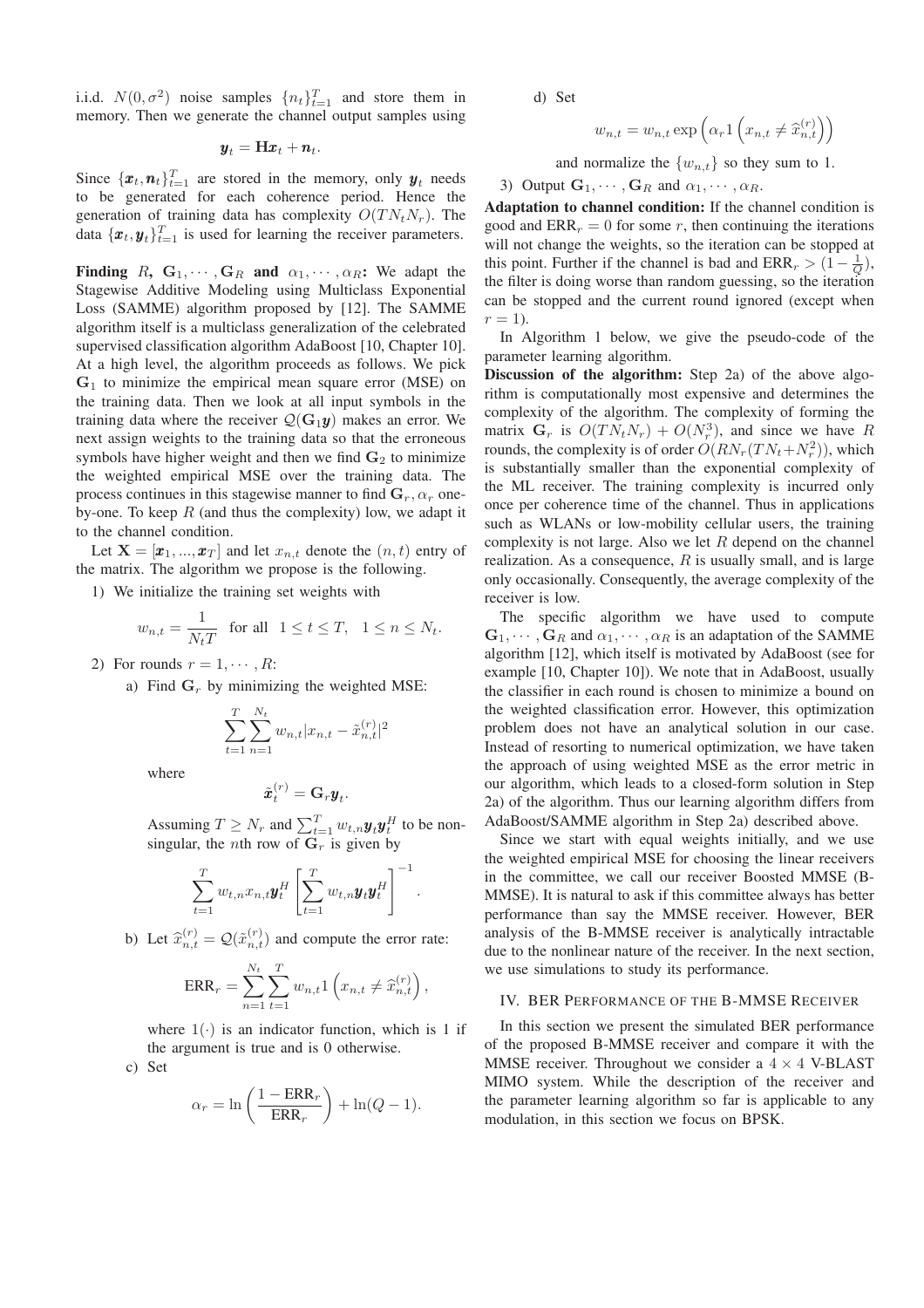i.i.d. $N(0, \sigma^2)$ noise samples $\{n_t\}_{t=1}^T$ and store them in memory. Then we generate the channel output samples using

$$\boldsymbol{y}_t = \mathbf{H}\boldsymbol{x}_t + \boldsymbol{n}_t.$$

Since $\{\boldsymbol{x}_t, \boldsymbol{n}_t\}_{t=1}^T$ are stored in the memory, only $\boldsymbol{y}_t$ needs to be generated for each coherence period. Hence the generation of training data has complexity $O(TN_tN_r)$. The data $\{\boldsymbol{x}_t, \boldsymbol{y}_t\}_{t=1}^T$ is used for learning the receiver parameters.

**Finding $R$, $\mathbf{G}_1, \cdots, \mathbf{G}_R$ and $\alpha_1, \cdots, \alpha_R$:** We adapt the Stagewise Additive Modeling using Multiclass Exponential Loss (SAMME) algorithm proposed by [12]. The SAMME algorithm itself is a multiclass generalization of the celebrated supervised classification algorithm AdaBoost [10, Chapter 10]. At a high level, the algorithm proceeds as follows. We pick $\mathbf{G}_1$ to minimize the empirical mean square error (MSE) on the training data. Then we look at all input symbols in the training data where the receiver $\mathcal{Q}(\mathbf{G}_1\boldsymbol{y})$ makes an error. We next assign weights to the training data so that the erroneous symbols have higher weight and then we find $\mathbf{G}_2$ to minimize the weighted empirical MSE over the training data. The process continues in this stagewise manner to find $\mathbf{G}_r, \alpha_r$ one-by-one. To keep $R$ (and thus the complexity) low, we adapt it to the channel condition.

Let $\mathbf{X} = [\boldsymbol{x}_1, ..., \boldsymbol{x}_T]$ and let $x_{n,t}$ denote the $(n, t)$ entry of the matrix. The algorithm we propose is the following.

1) We initialize the training set weights with

$$w_{n,t} = \frac{1}{N_tT} \quad \text{for all} \quad 1 \leq t \leq T, \quad 1 \leq n \leq N_t.$$

2) For rounds $r = 1, \cdots, R$:

   a) Find $\mathbf{G}_r$ by minimizing the weighted MSE:

   $$\sum_{t=1}^{T}\sum_{n=1}^{N_t} w_{n,t}|x_{n,t} - \tilde{x}_{n,t}^{(r)}|^2$$

   where

   $$\tilde{\boldsymbol{x}}_t^{(r)} = \mathbf{G}_r\boldsymbol{y}_t.$$

   Assuming $T \geq N_r$ and $\sum_{t=1}^T w_{t,n}\boldsymbol{y}_t\boldsymbol{y}_t^H$ to be non-singular, the $n$th row of $\mathbf{G}_r$ is given by

   $$\sum_{t=1}^{T} w_{t,n}x_{n,t}\boldsymbol{y}_t^H \left[\sum_{t=1}^{T} w_{t,n}\boldsymbol{y}_t\boldsymbol{y}_t^H\right]^{-1}.$$

   b) Let $\widehat{x}_{n,t}^{(r)} = \mathcal{Q}(\tilde{x}_{n,t}^{(r)})$ and compute the error rate:

   $$\text{ERR}_r = \sum_{n=1}^{N_t}\sum_{t=1}^{T} w_{n,t}1\left(x_{n,t} \neq \widehat{x}_{n,t}^{(r)}\right),$$

   where $1(\cdot)$ is an indicator function, which is 1 if the argument is true and is 0 otherwise.

   c) Set

   $$\alpha_r = \ln\left(\frac{1 - \text{ERR}_r}{\text{ERR}_r}\right) + \ln(Q - 1).$$

   d) Set

   $$w_{n,t} = w_{n,t}\exp\left(\alpha_r 1\left(x_{n,t} \neq \widehat{x}_{n,t}^{(r)}\right)\right)$$

   and normalize the $\{w_{n,t}\}$ so they sum to 1.

3) Output $\mathbf{G}_1, \cdots, \mathbf{G}_R$ and $\alpha_1, \cdots, \alpha_R$.

**Adaptation to channel condition:** If the channel condition is good and $\text{ERR}_r = 0$ for some $r$, then continuing the iterations will not change the weights, so the iteration can be stopped at this point. Further if the channel is bad and $\text{ERR}_r > (1 - \frac{1}{Q})$, the filter is doing worse than random guessing, so the iteration can be stopped and the current round ignored (except when $r = 1$).

In Algorithm 1 below, we give the pseudo-code of the parameter learning algorithm.

**Discussion of the algorithm:** Step 2a) of the above algorithm is computationally most expensive and determines the complexity of the algorithm. The complexity of forming the matrix $\mathbf{G}_r$ is $O(TN_tN_r) + O(N_r^3)$, and since we have $R$ rounds, the complexity is of order $O(RN_r(TN_t + N_r^2))$, which is substantially smaller than the exponential complexity of the ML receiver. The training complexity is incurred only once per coherence time of the channel. Thus in applications such as WLANs or low-mobility cellular users, the training complexity is not large. Also we let $R$ depend on the channel realization. As a consequence, $R$ is usually small, and is large only occasionally. Consequently, the average complexity of the receiver is low.

The specific algorithm we have used to compute $\mathbf{G}_1, \cdots, \mathbf{G}_R$ and $\alpha_1, \cdots, \alpha_R$ is an adaptation of the SAMME algorithm [12], which itself is motivated by AdaBoost (see for example [10, Chapter 10]). We note that in AdaBoost, usually the classifier in each round is chosen to minimize a bound on the weighted classification error. However, this optimization problem does not have an analytical solution in our case. Instead of resorting to numerical optimization, we have taken the approach of using weighted MSE as the error metric in our algorithm, which leads to a closed-form solution in Step 2a) of the algorithm. Thus our learning algorithm differs from AdaBoost/SAMME algorithm in Step 2a) described above.

Since we start with equal weights initially, and we use the weighted empirical MSE for choosing the linear receivers in the committee, we call our receiver Boosted MMSE (B-MMSE). It is natural to ask if this committee always has better performance than say the MMSE receiver. However, BER analysis of the B-MMSE receiver is analytically intractable due to the nonlinear nature of the receiver. In the next section, we use simulations to study its performance.

## IV. BER Performance of the B-MMSE Receiver

In this section we present the simulated BER performance of the proposed B-MMSE receiver and compare it with the MMSE receiver. Throughout we consider a $4 \times 4$ V-BLAST MIMO system. While the description of the receiver and the parameter learning algorithm so far is applicable to any modulation, in this section we focus on BPSK.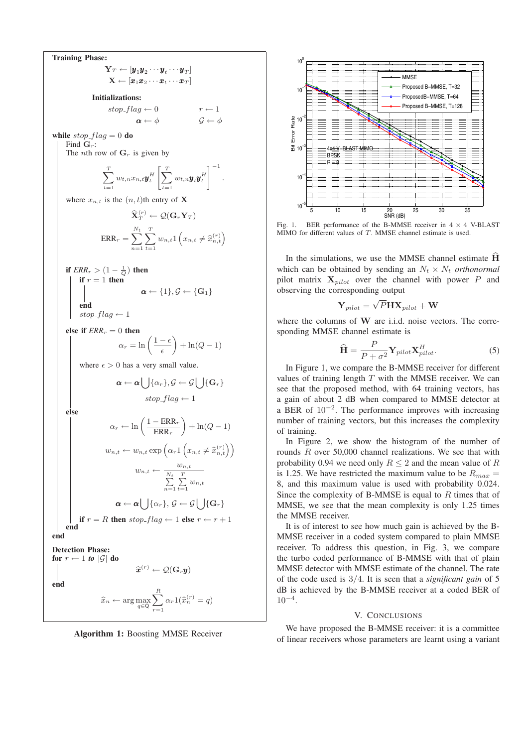**Training Phase:**

$$\mathbf{Y}_T \leftarrow [\boldsymbol{y}_1\boldsymbol{y}_2 \cdots \boldsymbol{y}_t \cdots \boldsymbol{y}_T]$$
$$\mathbf{X} \leftarrow [\boldsymbol{x}_1\boldsymbol{x}_2 \cdots \boldsymbol{x}_t \cdots \boldsymbol{x}_T]$$

**Initializations:**

$$stop\_flag \leftarrow 0 \qquad r \leftarrow 1$$
$$\boldsymbol{\alpha} \leftarrow \phi \qquad \mathcal{G} \leftarrow \phi$$

**while** $stop\_flag = 0$ **do**

Find $\mathbf{G}_r$:
The $n$th row of $\mathbf{G}_r$ is given by

$$\sum_{t=1}^{T} w_{t,n} x_{n,t} \boldsymbol{y}_t^H \left[ \sum_{t=1}^{T} w_{t,n} \boldsymbol{y}_t \boldsymbol{y}_t^H \right]^{-1}.$$

where $x_{n,t}$ is the $(n,t)$th entry of $\mathbf{X}$

$$\widehat{\mathbf{X}}_T^{(r)} \leftarrow \mathcal{Q}(\mathbf{G}_r \mathbf{Y}_T)$$

$$\text{ERR}_r = \sum_{n=1}^{N_t} \sum_{t=1}^{T} w_{n,t} 1\left(x_{n,t} \neq \widehat{x}_{n,t}^{(r)}\right)$$

**if** $ERR_r > (1 - \frac{1}{Q})$ **then**

**if** $r = 1$ **then**

$$\boldsymbol{\alpha} \leftarrow \{1\}, \mathcal{G} \leftarrow \{\mathbf{G}_1\}$$

**end**

$stop\_flag \leftarrow 1$

**else if** $ERR_r = 0$ **then**

$$\alpha_r = \ln\left(\frac{1-\epsilon}{\epsilon}\right) + \ln(Q-1)$$

where $\epsilon > 0$ has a very small value.

$$\boldsymbol{\alpha} \leftarrow \boldsymbol{\alpha} \bigcup \{\alpha_r\}, \mathcal{G} \leftarrow \mathcal{G} \bigcup \{\mathbf{G}_r\}$$
$$stop\_flag \leftarrow 1$$

**else**

$$\alpha_r \leftarrow \ln\left(\frac{1-\text{ERR}_r}{\text{ERR}_r}\right) + \ln(Q-1)$$

$$w_{n,t} \leftarrow w_{n,t} \exp\left(\alpha_r 1\left(x_{n,t} \neq \widehat{x}_{n,t}^{(r)}\right)\right)$$

$$w_{n,t} \leftarrow \frac{w_{n,t}}{\sum_{n=1}^{N_t} \sum_{t=1}^{T} w_{n,t}}$$

$$\boldsymbol{\alpha} \leftarrow \boldsymbol{\alpha} \bigcup \{\alpha_r\}, \mathcal{G} \leftarrow \mathcal{G} \bigcup \{\mathbf{G}_r\}$$

**if** $r = R$ **then** $stop\_flag \leftarrow 1$ **else** $r \leftarrow r + 1$

**end**

**end**

**Detection Phase:**

**for** $r \leftarrow 1$ *to* $|\mathcal{G}|$ **do**

$$\widehat{\boldsymbol{x}}^{(r)} \leftarrow \mathcal{Q}(\mathbf{G}_r \boldsymbol{y})$$

**end**

$$\widehat{x}_n \leftarrow \arg\max_{q \in \mathsf{Q}} \sum_{r=1}^{R} \alpha_r 1(\widehat{x}_n^{(r)} = q)$$

**Algorithm 1:** Boosting MMSE Receiver

Fig. 1. BER performance of the B-MMSE receiver in $4 \times 4$ V-BLAST MIMO for different values of $T$. MMSE channel estimate is used.

In the simulations, we use the MMSE channel estimate $\widehat{\mathbf{H}}$ which can be obtained by sending an $N_t \times N_t$ *orthonormal* pilot matrix $\mathbf{X}_{pilot}$ over the channel with power $P$ and observing the corresponding output

$$\mathbf{Y}_{pilot} = \sqrt{P}\mathbf{H}\mathbf{X}_{pilot} + \mathbf{W}$$

where the columns of $\mathbf{W}$ are i.i.d. noise vectors. The corresponding MMSE channel estimate is

$$\widehat{\mathbf{H}} = \frac{P}{P + \sigma^2} \mathbf{Y}_{pilot} \mathbf{X}_{pilot}^H. \tag{5}$$

In Figure 1, we compare the B-MMSE receiver for different values of training length $T$ with the MMSE receiver. We can see that the proposed method, with 64 training vectors, has a gain of about 2 dB when compared to MMSE detector at a BER of $10^{-2}$. The performance improves with increasing number of training vectors, but this increases the complexity of training.

In Figure 2, we show the histogram of the number of rounds $R$ over 50,000 channel realizations. We see that with probability 0.94 we need only $R \leq 2$ and the mean value of $R$ is 1.25. We have restricted the maximum value to be $R_{max} = 8$, and this maximum value is used with probability 0.024. Since the complexity of B-MMSE is equal to $R$ times that of MMSE, we see that the mean complexity is only 1.25 times the MMSE receiver.

It is of interest to see how much gain is achieved by the B-MMSE receiver in a coded system compared to plain MMSE receiver. To address this question, in Fig. 3, we compare the turbo coded performance of B-MMSE with that of plain MMSE detector with MMSE estimate of the channel. The rate of the code used is $3/4$. It is seen that a *significant gain* of 5 dB is achieved by the B-MMSE receiver at a coded BER of $10^{-4}$.

## V. Conclusions

We have proposed the B-MMSE receiver: it is a committee of linear receivers whose parameters are learnt using a variant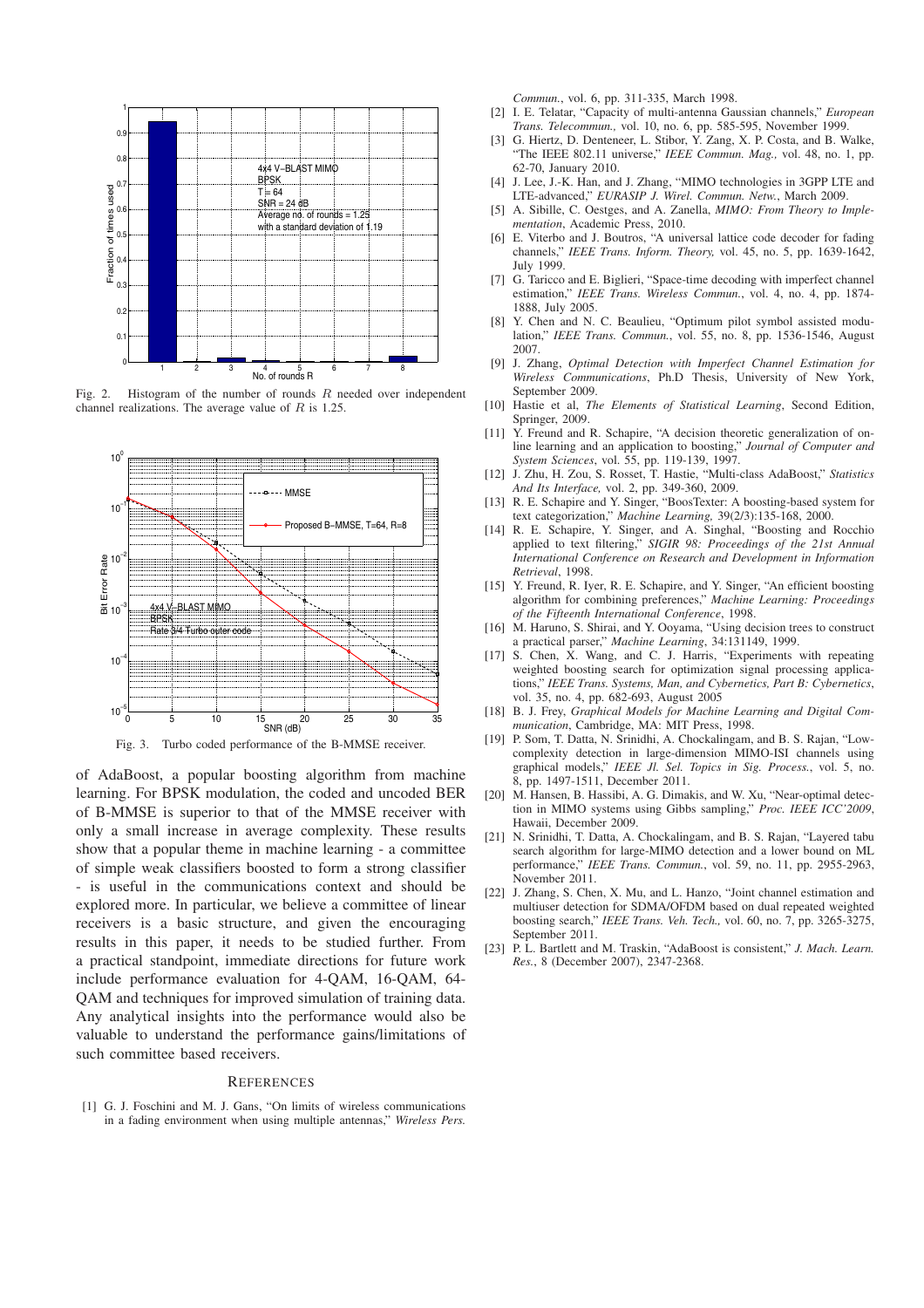0
0.1
0.2
0.3
0.4
0.5
0.6
0.7
0.8
0.9
1
1 2 3 4 5 6 7 8
No. of rounds R
Fraction of times used
4x4 V–BLAST MIMO
BPSK
T = 64
SNR = 24 dB
Average no. of rounds = 1.25
with a standard deviation of 1.19

Fig. 2. Histogram of the number of rounds $R$ needed over independent channel realizations. The average value of $R$ is 1.25.

$10^{0}$
$10^{-1}$
$10^{-2}$
$10^{-3}$
$10^{-4}$
$10^{-5}$
0 5 10 15 20 25 30 35
SNR (dB)
Bit Error Rate
MMSE
Proposed B–MMSE, T=64, R=8
4x4 V–BLAST MIMO
BPSK
Rate 3/4 Turbo outer code

Fig. 3. Turbo coded performance of the B-MMSE receiver.

of AdaBoost, a popular boosting algorithm from machine learning. For BPSK modulation, the coded and uncoded BER of B-MMSE is superior to that of the MMSE receiver with only a small increase in average complexity. These results show that a popular theme in machine learning - a committee of simple weak classifiers boosted to form a strong classifier - is useful in the communications context and should be explored more. In particular, we believe a committee of linear receivers is a basic structure, and given the encouraging results in this paper, it needs to be studied further. From a practical standpoint, immediate directions for future work include performance evaluation for 4-QAM, 16-QAM, 64-QAM and techniques for improved simulation of training data. Any analytical insights into the performance would also be valuable to understand the performance gains/limitations of such committee based receivers.

## REFERENCES

[1] G. J. Foschini and M. J. Gans, "On limits of wireless communications in a fading environment when using multiple antennas," *Wireless Pers. Commun.*, vol. 6, pp. 311-335, March 1998.

[2] I. E. Telatar, "Capacity of multi-antenna Gaussian channels," *European Trans. Telecommun.,* vol. 10, no. 6, pp. 585-595, November 1999.

[3] G. Hiertz, D. Denteneer, L. Stibor, Y. Zang, X. P. Costa, and B. Walke, "The IEEE 802.11 universe," *IEEE Commun. Mag.,* vol. 48, no. 1, pp. 62-70, January 2010.

[4] J. Lee, J.-K. Han, and J. Zhang, "MIMO technologies in 3GPP LTE and LTE-advanced," *EURASIP J. Wirel. Commun. Netw.*, March 2009.

[5] A. Sibille, C. Oestges, and A. Zanella, *MIMO: From Theory to Implementation*, Academic Press, 2010.

[6] E. Viterbo and J. Boutros, "A universal lattice code decoder for fading channels," *IEEE Trans. Inform. Theory,* vol. 45, no. 5, pp. 1639-1642, July 1999.

[7] G. Taricco and E. Biglieri, "Space-time decoding with imperfect channel estimation," *IEEE Trans. Wireless Commun.*, vol. 4, no. 4, pp. 1874-1888, July 2005.

[8] Y. Chen and N. C. Beaulieu, "Optimum pilot symbol assisted modulation," *IEEE Trans. Commun.*, vol. 55, no. 8, pp. 1536-1546, August 2007.

[9] J. Zhang, *Optimal Detection with Imperfect Channel Estimation for Wireless Communications*, Ph.D Thesis, University of New York, September 2009.

[10] Hastie et al, *The Elements of Statistical Learning*, Second Edition, Springer, 2009.

[11] Y. Freund and R. Schapire, "A decision theoretic generalization of on-line learning and an application to boosting," *Journal of Computer and System Sciences*, vol. 55, pp. 119-139, 1997.

[12] J. Zhu, H. Zou, S. Rosset, T. Hastie, "Multi-class AdaBoost," *Statistics And Its Interface,* vol. 2, pp. 349-360, 2009.

[13] R. E. Schapire and Y. Singer, "BoosTexter: A boosting-based system for text categorization," *Machine Learning,* 39(2/3):135-168, 2000.

[14] R. E. Schapire, Y. Singer, and A. Singhal, "Boosting and Rocchio applied to text filtering," *SIGIR 98: Proceedings of the 21st Annual International Conference on Research and Development in Information Retrieval*, 1998.

[15] Y. Freund, R. Iyer, R. E. Schapire, and Y. Singer, "An efficient boosting algorithm for combining preferences," *Machine Learning: Proceedings of the Fifteenth International Conference*, 1998.

[16] M. Haruno, S. Shirai, and Y. Ooyama, "Using decision trees to construct a practical parser," *Machine Learning*, 34:131149, 1999.

[17] S. Chen, X. Wang, and C. J. Harris, "Experiments with repeating weighted boosting search for optimization signal processing applications," *IEEE Trans. Systems, Man, and Cybernetics, Part B: Cybernetics*, vol. 35, no. 4, pp. 682-693, August 2005

[18] B. J. Frey, *Graphical Models for Machine Learning and Digital Communication*, Cambridge, MA: MIT Press, 1998.

[19] P. Som, T. Datta, N. Srinidhi, A. Chockalingam, and B. S. Rajan, "Low-complexity detection in large-dimension MIMO-ISI channels using graphical models," *IEEE Jl. Sel. Topics in Sig. Process.*, vol. 5, no. 8, pp. 1497-1511, December 2011.

[20] M. Hansen, B. Hassibi, A. G. Dimakis, and W. Xu, "Near-optimal detection in MIMO systems using Gibbs sampling," *Proc. IEEE ICC'2009*, Hawaii, December 2009.

[21] N. Srinidhi, T. Datta, A. Chockalingam, and B. S. Rajan, "Layered tabu search algorithm for large-MIMO detection and a lower bound on ML performance," *IEEE Trans. Commun.*, vol. 59, no. 11, pp. 2955-2963, November 2011.

[22] J. Zhang, S. Chen, X. Mu, and L. Hanzo, "Joint channel estimation and multiuser detection for SDMA/OFDM based on dual repeated weighted boosting search," *IEEE Trans. Veh. Tech.,* vol. 60, no. 7, pp. 3265-3275, September 2011.

[23] P. L. Bartlett and M. Traskin, "AdaBoost is consistent," *J. Mach. Learn. Res.*, 8 (December 2007), 2347-2368.